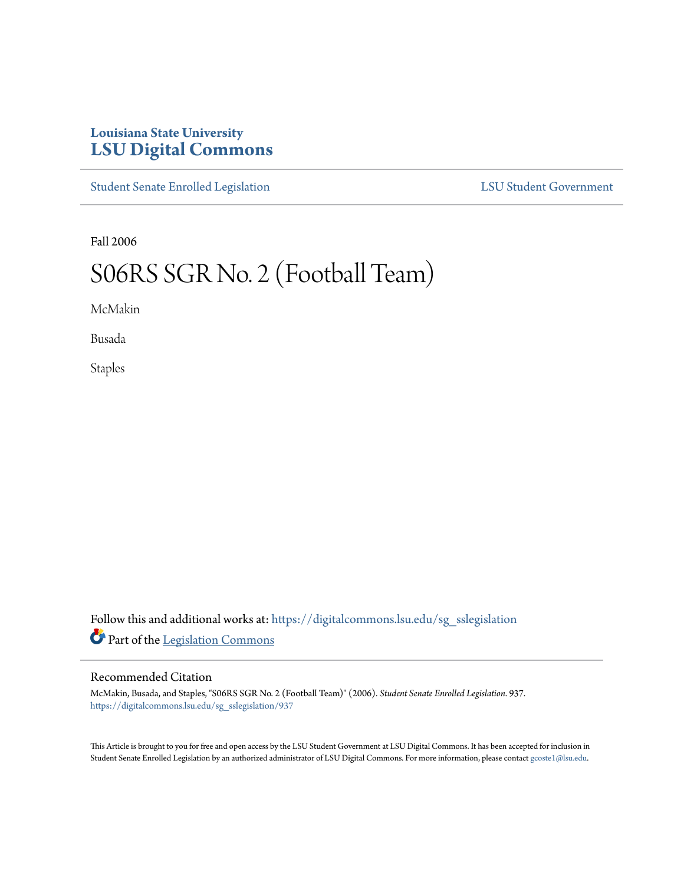Louisiana State University

# LSU Digital Commons

Student Senate Enrolled Legislation

LSU Student Government

Fall 2006

# S06RS SGR No. 2 (Football Team)

McMakin

Busada

Staples

Follow this and additional works at: https://digitalcommons.lsu.edu/sg_sslegislation

Part of the Legislation Commons

## Recommended Citation

McMakin, Busada, and Staples, "S06RS SGR No. 2 (Football Team)" (2006). *Student Senate Enrolled Legislation*. 937.
https://digitalcommons.lsu.edu/sg_sslegislation/937

This Article is brought to you for free and open access by the LSU Student Government at LSU Digital Commons. It has been accepted for inclusion in Student Senate Enrolled Legislation by an authorized administrator of LSU Digital Commons. For more information, please contact gcoste1@lsu.edu.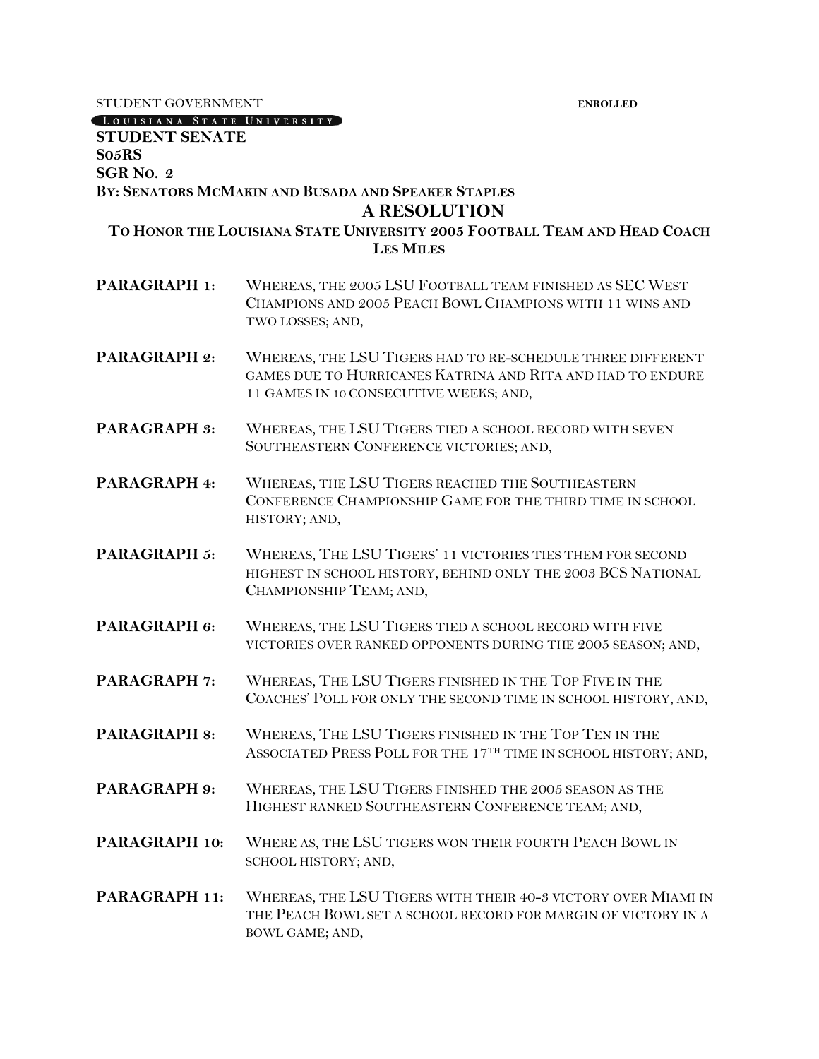STUDENT GOVERNMENT **ENROLLED**

LOUISIANA STATE UNIVERSITY

**STUDENT SENATE**
**S05RS**
**SGR NO. 2**
**BY: SENATORS MCMAKIN AND BUSADA AND SPEAKER STAPLES**

# A RESOLUTION

## TO HONOR THE LOUISIANA STATE UNIVERSITY 2005 FOOTBALL TEAM AND HEAD COACH LES MILES

**PARAGRAPH 1:** WHEREAS, THE 2005 LSU FOOTBALL TEAM FINISHED AS SEC WEST CHAMPIONS AND 2005 PEACH BOWL CHAMPIONS WITH 11 WINS AND TWO LOSSES; AND,

**PARAGRAPH 2:** WHEREAS, THE LSU TIGERS HAD TO RE-SCHEDULE THREE DIFFERENT GAMES DUE TO HURRICANES KATRINA AND RITA AND HAD TO ENDURE 11 GAMES IN 10 CONSECUTIVE WEEKS; AND,

**PARAGRAPH 3:** WHEREAS, THE LSU TIGERS TIED A SCHOOL RECORD WITH SEVEN SOUTHEASTERN CONFERENCE VICTORIES; AND,

**PARAGRAPH 4:** WHEREAS, THE LSU TIGERS REACHED THE SOUTHEASTERN CONFERENCE CHAMPIONSHIP GAME FOR THE THIRD TIME IN SCHOOL HISTORY; AND,

**PARAGRAPH 5:** WHEREAS, THE LSU TIGERS' 11 VICTORIES TIES THEM FOR SECOND HIGHEST IN SCHOOL HISTORY, BEHIND ONLY THE 2003 BCS NATIONAL CHAMPIONSHIP TEAM; AND,

**PARAGRAPH 6:** WHEREAS, THE LSU TIGERS TIED A SCHOOL RECORD WITH FIVE VICTORIES OVER RANKED OPPONENTS DURING THE 2005 SEASON; AND,

**PARAGRAPH 7:** WHEREAS, THE LSU TIGERS FINISHED IN THE TOP FIVE IN THE COACHES' POLL FOR ONLY THE SECOND TIME IN SCHOOL HISTORY, AND,

**PARAGRAPH 8:** WHEREAS, THE LSU TIGERS FINISHED IN THE TOP TEN IN THE ASSOCIATED PRESS POLL FOR THE 17TH TIME IN SCHOOL HISTORY; AND,

**PARAGRAPH 9:** WHEREAS, THE LSU TIGERS FINISHED THE 2005 SEASON AS THE HIGHEST RANKED SOUTHEASTERN CONFERENCE TEAM; AND,

**PARAGRAPH 10:** WHERE AS, THE LSU TIGERS WON THEIR FOURTH PEACH BOWL IN SCHOOL HISTORY; AND,

**PARAGRAPH 11:** WHEREAS, THE LSU TIGERS WITH THEIR 40-3 VICTORY OVER MIAMI IN THE PEACH BOWL SET A SCHOOL RECORD FOR MARGIN OF VICTORY IN A BOWL GAME; AND,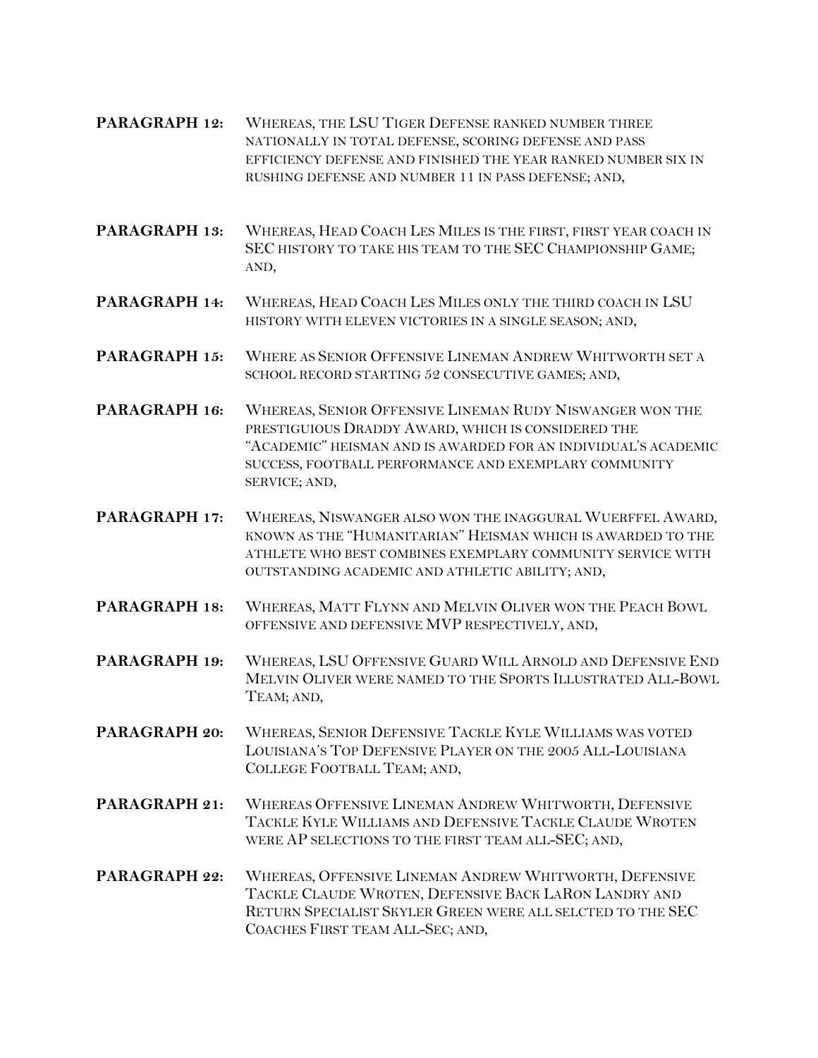**PARAGRAPH 12:** WHEREAS, THE LSU TIGER DEFENSE RANKED NUMBER THREE NATIONALLY IN TOTAL DEFENSE, SCORING DEFENSE AND PASS EFFICIENCY DEFENSE AND FINISHED THE YEAR RANKED NUMBER SIX IN RUSHING DEFENSE AND NUMBER 11 IN PASS DEFENSE; AND,

**PARAGRAPH 13:** WHEREAS, HEAD COACH LES MILES IS THE FIRST, FIRST YEAR COACH IN SEC HISTORY TO TAKE HIS TEAM TO THE SEC CHAMPIONSHIP GAME; AND,

**PARAGRAPH 14:** WHEREAS, HEAD COACH LES MILES ONLY THE THIRD COACH IN LSU HISTORY WITH ELEVEN VICTORIES IN A SINGLE SEASON; AND,

**PARAGRAPH 15:** WHERE AS SENIOR OFFENSIVE LINEMAN ANDREW WHITWORTH SET A SCHOOL RECORD STARTING 52 CONSECUTIVE GAMES; AND,

**PARAGRAPH 16:** WHEREAS, SENIOR OFFENSIVE LINEMAN RUDY NISWANGER WON THE PRESTIGUIOUS DRADDY AWARD, WHICH IS CONSIDERED THE "ACADEMIC" HEISMAN AND IS AWARDED FOR AN INDIVIDUAL'S ACADEMIC SUCCESS, FOOTBALL PERFORMANCE AND EXEMPLARY COMMUNITY SERVICE; AND,

**PARAGRAPH 17:** WHEREAS, NISWANGER ALSO WON THE INAGGURAL WUERFFEL AWARD, KNOWN AS THE "HUMANITARIAN" HEISMAN WHICH IS AWARDED TO THE ATHLETE WHO BEST COMBINES EXEMPLARY COMMUNITY SERVICE WITH OUTSTANDING ACADEMIC AND ATHLETIC ABILITY; AND,

**PARAGRAPH 18:** WHEREAS, MATT FLYNN AND MELVIN OLIVER WON THE PEACH BOWL OFFENSIVE AND DEFENSIVE MVP RESPECTIVELY, AND,

**PARAGRAPH 19:** WHEREAS, LSU OFFENSIVE GUARD WILL ARNOLD AND DEFENSIVE END MELVIN OLIVER WERE NAMED TO THE SPORTS ILLUSTRATED ALL-BOWL TEAM; AND,

**PARAGRAPH 20:** WHEREAS, SENIOR DEFENSIVE TACKLE KYLE WILLIAMS WAS VOTED LOUISIANA'S TOP DEFENSIVE PLAYER ON THE 2005 ALL-LOUISIANA COLLEGE FOOTBALL TEAM; AND,

**PARAGRAPH 21:** WHEREAS OFFENSIVE LINEMAN ANDREW WHITWORTH, DEFENSIVE TACKLE KYLE WILLIAMS AND DEFENSIVE TACKLE CLAUDE WROTEN WERE AP SELECTIONS TO THE FIRST TEAM ALL-SEC; AND,

**PARAGRAPH 22:** WHEREAS, OFFENSIVE LINEMAN ANDREW WHITWORTH, DEFENSIVE TACKLE CLAUDE WROTEN, DEFENSIVE BACK LARON LANDRY AND RETURN SPECIALIST SKYLER GREEN WERE ALL SELCTED TO THE SEC COACHES FIRST TEAM ALL-SEC; AND,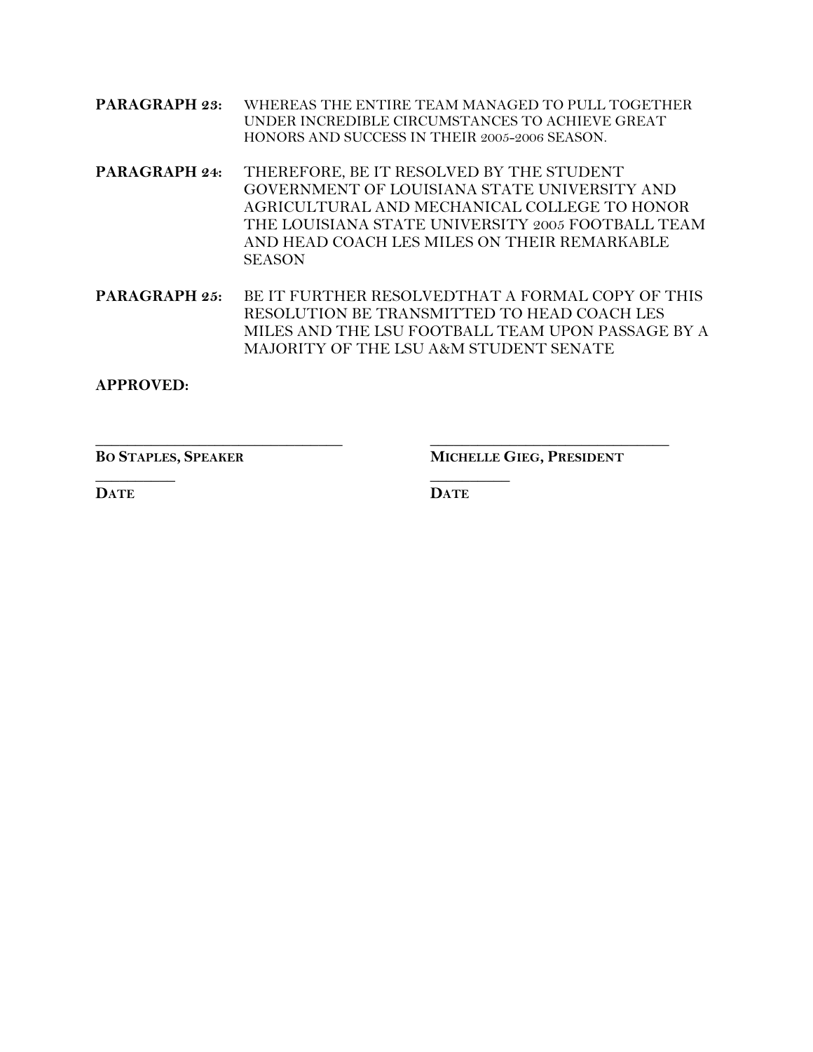**PARAGRAPH 23:** WHEREAS THE ENTIRE TEAM MANAGED TO PULL TOGETHER UNDER INCREDIBLE CIRCUMSTANCES TO ACHIEVE GREAT HONORS AND SUCCESS IN THEIR 2005-2006 SEASON.

**PARAGRAPH 24:** THEREFORE, BE IT RESOLVED BY THE STUDENT GOVERNMENT OF LOUISIANA STATE UNIVERSITY AND AGRICULTURAL AND MECHANICAL COLLEGE TO HONOR THE LOUISIANA STATE UNIVERSITY 2005 FOOTBALL TEAM AND HEAD COACH LES MILES ON THEIR REMARKABLE SEASON

**PARAGRAPH 25:** BE IT FURTHER RESOLVEDTHAT A FORMAL COPY OF THIS RESOLUTION BE TRANSMITTED TO HEAD COACH LES MILES AND THE LSU FOOTBALL TEAM UPON PASSAGE BY A MAJORITY OF THE LSU A&M STUDENT SENATE

**APPROVED:**

| | |
|---|---|
| _______________________________ | _______________________________ |
| **BO STAPLES, SPEAKER** | **MICHELLE GIEG, PRESIDENT** |
| __________ | __________ |
| **DATE** | **DATE** |